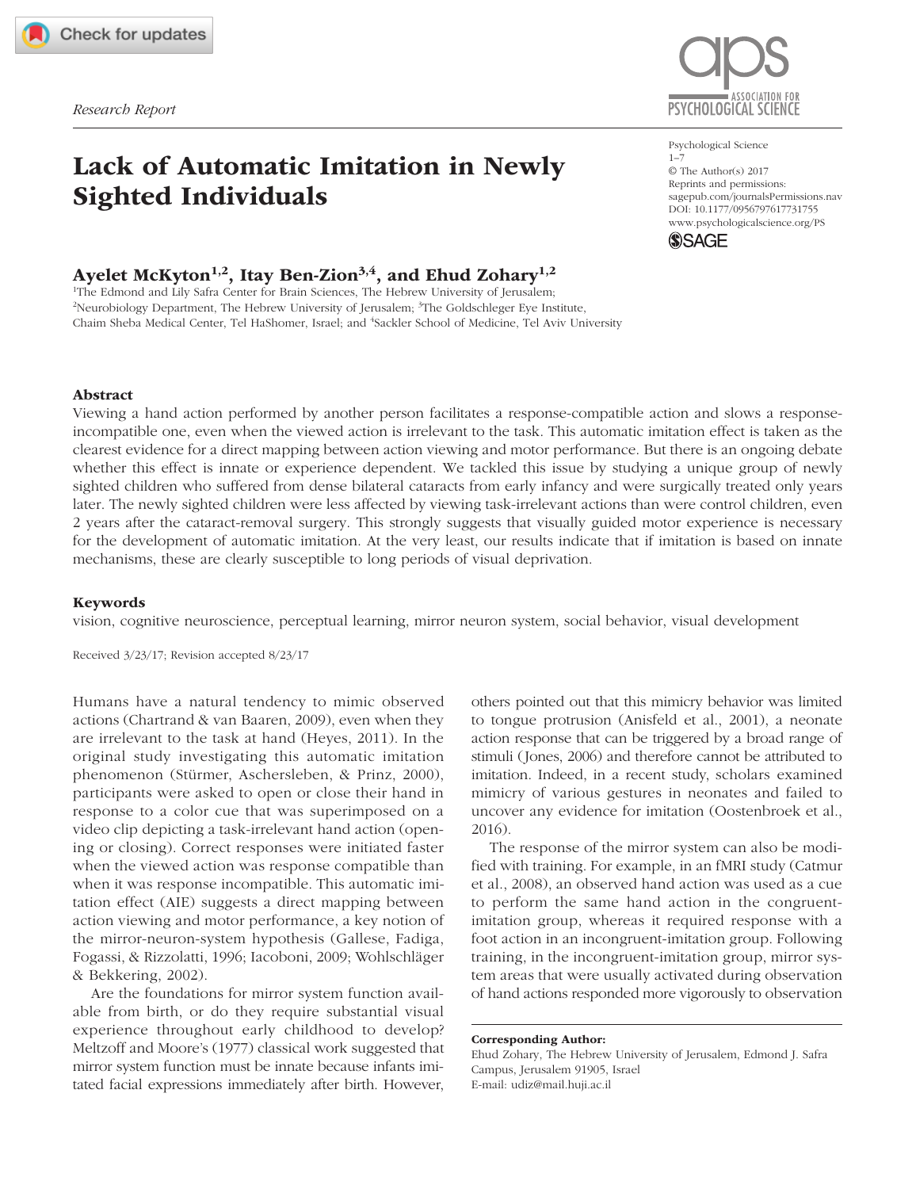*Research Report*

# Lack of Automatic Imitation in Newly Sighted Individuals

Psychological Science
1–7
© The Author(s) 2017
Reprints and permissions: sagepub.com/journalsPermissions.nav
DOI: 10.1177/0956797617731755
www.psychologicalscience.org/PS

**Ayelet McKyton[1,2], Itay Ben-Zion[3,4], and Ehud Zohary[1,2]**

[1]The Edmond and Lily Safra Center for Brain Sciences, The Hebrew University of Jerusalem; [2]Neurobiology Department, The Hebrew University of Jerusalem; [3]The Goldschleger Eye Institute, Chaim Sheba Medical Center, Tel HaShomer, Israel; and [4]Sackler School of Medicine, Tel Aviv University

## Abstract

Viewing a hand action performed by another person facilitates a response-compatible action and slows a response-incompatible one, even when the viewed action is irrelevant to the task. This automatic imitation effect is taken as the clearest evidence for a direct mapping between action viewing and motor performance. But there is an ongoing debate whether this effect is innate or experience dependent. We tackled this issue by studying a unique group of newly sighted children who suffered from dense bilateral cataracts from early infancy and were surgically treated only years later. The newly sighted children were less affected by viewing task-irrelevant actions than were control children, even 2 years after the cataract-removal surgery. This strongly suggests that visually guided motor experience is necessary for the development of automatic imitation. At the very least, our results indicate that if imitation is based on innate mechanisms, these are clearly susceptible to long periods of visual deprivation.

## Keywords

vision, cognitive neuroscience, perceptual learning, mirror neuron system, social behavior, visual development

Received 3/23/17; Revision accepted 8/23/17

Humans have a natural tendency to mimic observed actions (Chartrand & van Baaren, 2009), even when they are irrelevant to the task at hand (Heyes, 2011). In the original study investigating this automatic imitation phenomenon (Stürmer, Aschersleben, & Prinz, 2000), participants were asked to open or close their hand in response to a color cue that was superimposed on a video clip depicting a task-irrelevant hand action (opening or closing). Correct responses were initiated faster when the viewed action was response compatible than when it was response incompatible. This automatic imitation effect (AIE) suggests a direct mapping between action viewing and motor performance, a key notion of the mirror-neuron-system hypothesis (Gallese, Fadiga, Fogassi, & Rizzolatti, 1996; Iacoboni, 2009; Wohlschläger & Bekkering, 2002).

Are the foundations for mirror system function available from birth, or do they require substantial visual experience throughout early childhood to develop? Meltzoff and Moore's (1977) classical work suggested that mirror system function must be innate because infants imitated facial expressions immediately after birth. However, others pointed out that this mimicry behavior was limited to tongue protrusion (Anisfeld et al., 2001), a neonate action response that can be triggered by a broad range of stimuli (Jones, 2006) and therefore cannot be attributed to imitation. Indeed, in a recent study, scholars examined mimicry of various gestures in neonates and failed to uncover any evidence for imitation (Oostenbroek et al., 2016).

The response of the mirror system can also be modified with training. For example, in an fMRI study (Catmur et al., 2008), an observed hand action was used as a cue to perform the same hand action in the congruent-imitation group, whereas it required response with a foot action in an incongruent-imitation group. Following training, in the incongruent-imitation group, mirror system areas that were usually activated during observation of hand actions responded more vigorously to observation

**Corresponding Author:**
Ehud Zohary, The Hebrew University of Jerusalem, Edmond J. Safra Campus, Jerusalem 91905, Israel
E-mail: udiz@mail.huji.ac.il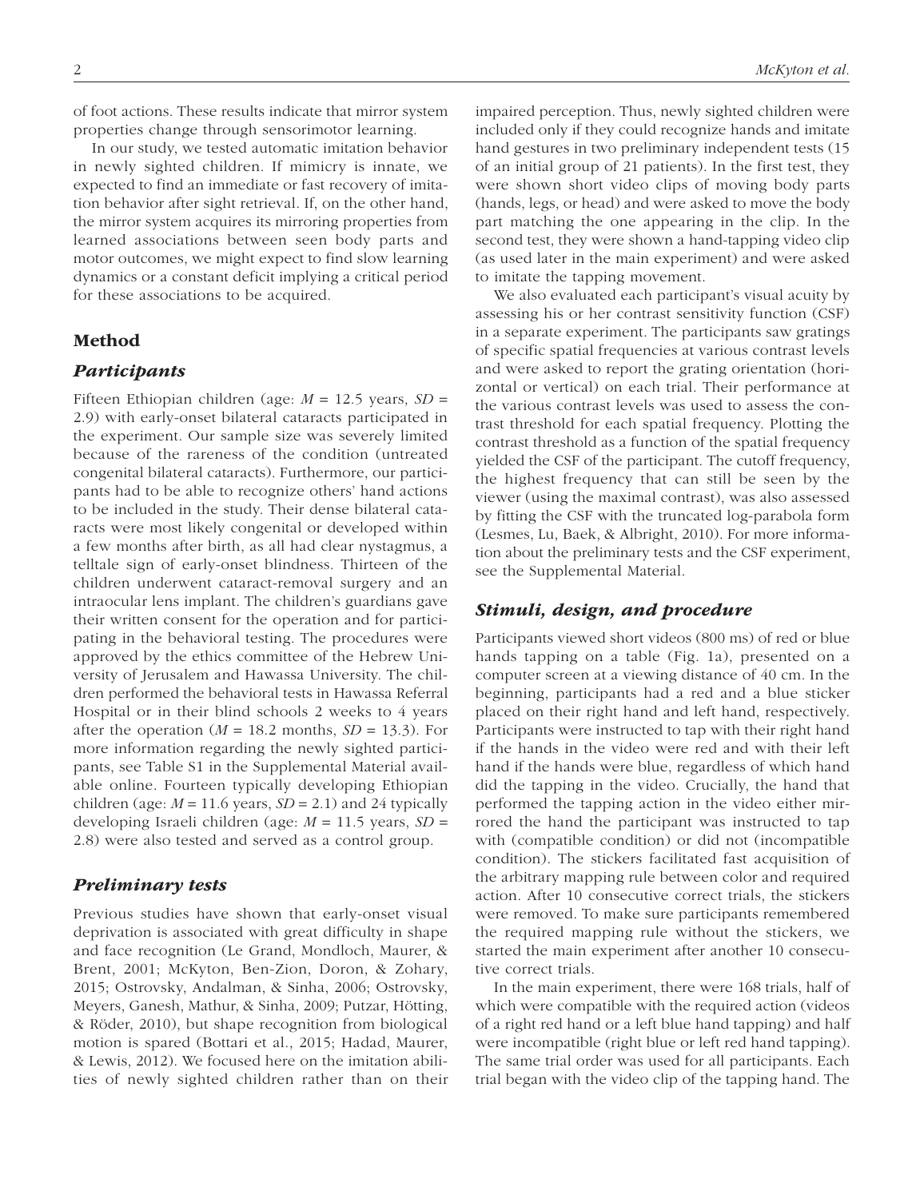of foot actions. These results indicate that mirror system properties change through sensorimotor learning.

In our study, we tested automatic imitation behavior in newly sighted children. If mimicry is innate, we expected to find an immediate or fast recovery of imitation behavior after sight retrieval. If, on the other hand, the mirror system acquires its mirroring properties from learned associations between seen body parts and motor outcomes, we might expect to find slow learning dynamics or a constant deficit implying a critical period for these associations to be acquired.

## Method

### *Participants*

Fifteen Ethiopian children (age: $M$ = 12.5 years, $SD$ = 2.9) with early-onset bilateral cataracts participated in the experiment. Our sample size was severely limited because of the rareness of the condition (untreated congenital bilateral cataracts). Furthermore, our participants had to be able to recognize others' hand actions to be included in the study. Their dense bilateral cataracts were most likely congenital or developed within a few months after birth, as all had clear nystagmus, a telltale sign of early-onset blindness. Thirteen of the children underwent cataract-removal surgery and an intraocular lens implant. The children's guardians gave their written consent for the operation and for participating in the behavioral testing. The procedures were approved by the ethics committee of the Hebrew University of Jerusalem and Hawassa University. The children performed the behavioral tests in Hawassa Referral Hospital or in their blind schools 2 weeks to 4 years after the operation ($M$ = 18.2 months, $SD$ = 13.3). For more information regarding the newly sighted participants, see Table S1 in the Supplemental Material available online. Fourteen typically developing Ethiopian children (age: $M$ = 11.6 years, $SD$ = 2.1) and 24 typically developing Israeli children (age: $M$ = 11.5 years, $SD$ = 2.8) were also tested and served as a control group.

### *Preliminary tests*

Previous studies have shown that early-onset visual deprivation is associated with great difficulty in shape and face recognition (Le Grand, Mondloch, Maurer, & Brent, 2001; McKyton, Ben-Zion, Doron, & Zohary, 2015; Ostrovsky, Andalman, & Sinha, 2006; Ostrovsky, Meyers, Ganesh, Mathur, & Sinha, 2009; Putzar, Hötting, & Röder, 2010), but shape recognition from biological motion is spared (Bottari et al., 2015; Hadad, Maurer, & Lewis, 2012). We focused here on the imitation abilities of newly sighted children rather than on their impaired perception. Thus, newly sighted children were included only if they could recognize hands and imitate hand gestures in two preliminary independent tests (15 of an initial group of 21 patients). In the first test, they were shown short video clips of moving body parts (hands, legs, or head) and were asked to move the body part matching the one appearing in the clip. In the second test, they were shown a hand-tapping video clip (as used later in the main experiment) and were asked to imitate the tapping movement.

We also evaluated each participant's visual acuity by assessing his or her contrast sensitivity function (CSF) in a separate experiment. The participants saw gratings of specific spatial frequencies at various contrast levels and were asked to report the grating orientation (horizontal or vertical) on each trial. Their performance at the various contrast levels was used to assess the contrast threshold for each spatial frequency. Plotting the contrast threshold as a function of the spatial frequency yielded the CSF of the participant. The cutoff frequency, the highest frequency that can still be seen by the viewer (using the maximal contrast), was also assessed by fitting the CSF with the truncated log-parabola form (Lesmes, Lu, Baek, & Albright, 2010). For more information about the preliminary tests and the CSF experiment, see the Supplemental Material.

### *Stimuli, design, and procedure*

Participants viewed short videos (800 ms) of red or blue hands tapping on a table (Fig. 1a), presented on a computer screen at a viewing distance of 40 cm. In the beginning, participants had a red and a blue sticker placed on their right hand and left hand, respectively. Participants were instructed to tap with their right hand if the hands in the video were red and with their left hand if the hands were blue, regardless of which hand did the tapping in the video. Crucially, the hand that performed the tapping action in the video either mirrored the hand the participant was instructed to tap with (compatible condition) or did not (incompatible condition). The stickers facilitated fast acquisition of the arbitrary mapping rule between color and required action. After 10 consecutive correct trials, the stickers were removed. To make sure participants remembered the required mapping rule without the stickers, we started the main experiment after another 10 consecutive correct trials.

In the main experiment, there were 168 trials, half of which were compatible with the required action (videos of a right red hand or a left blue hand tapping) and half were incompatible (right blue or left red hand tapping). The same trial order was used for all participants. Each trial began with the video clip of the tapping hand. The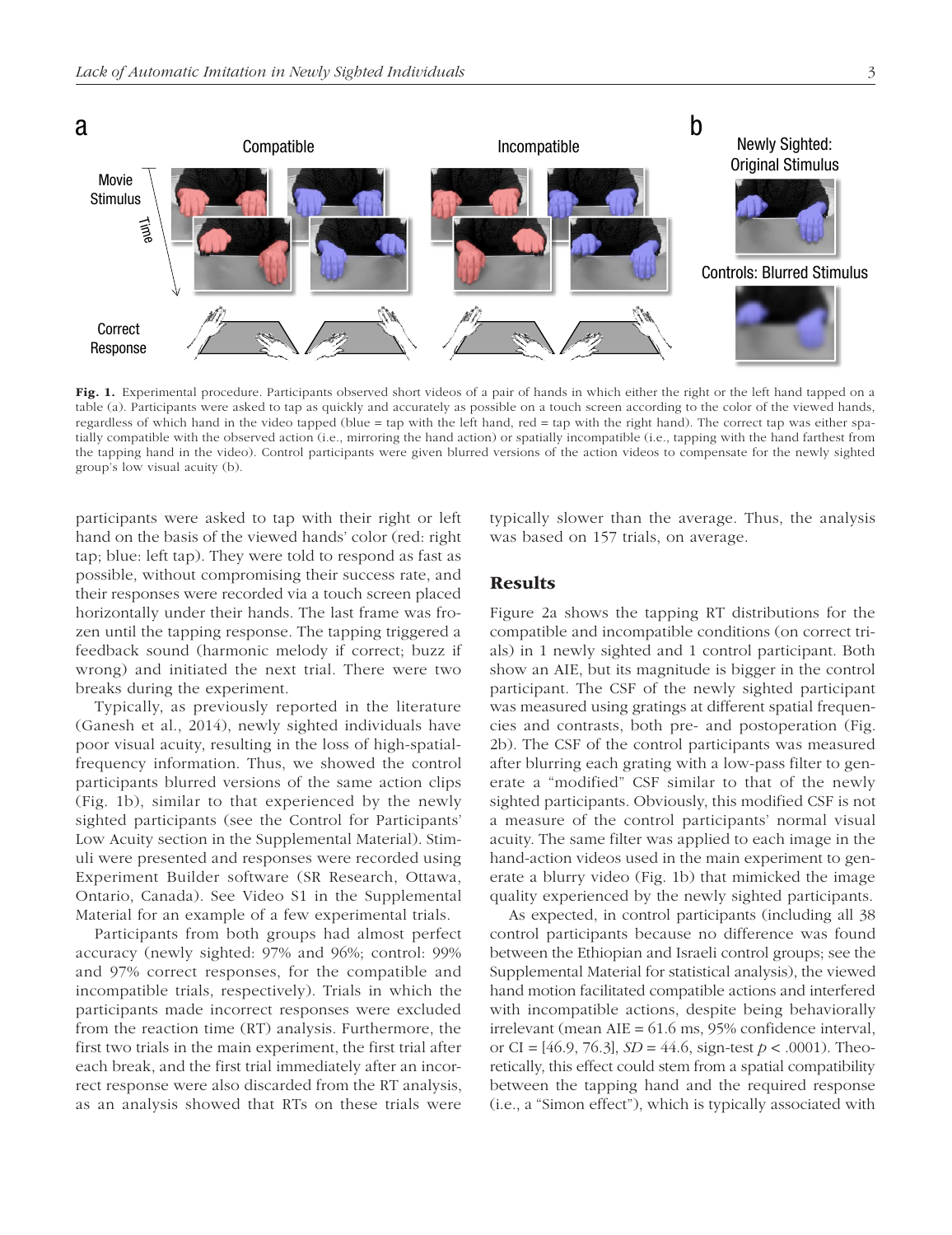**Fig. 1.** Experimental procedure. Participants observed short videos of a pair of hands in which either the right or the left hand tapped on a table (a). Participants were asked to tap as quickly and accurately as possible on a touch screen according to the color of the viewed hands, regardless of which hand in the video tapped (blue = tap with the left hand, red = tap with the right hand). The correct tap was either spatially compatible with the observed action (i.e., mirroring the hand action) or spatially incompatible (i.e., tapping with the hand farthest from the tapping hand in the video). Control participants were given blurred versions of the action videos to compensate for the newly sighted group's low visual acuity (b).

participants were asked to tap with their right or left hand on the basis of the viewed hands' color (red: right tap; blue: left tap). They were told to respond as fast as possible, without compromising their success rate, and their responses were recorded via a touch screen placed horizontally under their hands. The last frame was frozen until the tapping response. The tapping triggered a feedback sound (harmonic melody if correct; buzz if wrong) and initiated the next trial. There were two breaks during the experiment.

Typically, as previously reported in the literature (Ganesh et al., 2014), newly sighted individuals have poor visual acuity, resulting in the loss of high-spatial-frequency information. Thus, we showed the control participants blurred versions of the same action clips (Fig. 1b), similar to that experienced by the newly sighted participants (see the Control for Participants' Low Acuity section in the Supplemental Material). Stimuli were presented and responses were recorded using Experiment Builder software (SR Research, Ottawa, Ontario, Canada). See Video S1 in the Supplemental Material for an example of a few experimental trials.

Participants from both groups had almost perfect accuracy (newly sighted: 97% and 96%; control: 99% and 97% correct responses, for the compatible and incompatible trials, respectively). Trials in which the participants made incorrect responses were excluded from the reaction time (RT) analysis. Furthermore, the first two trials in the main experiment, the first trial after each break, and the first trial immediately after an incorrect response were also discarded from the RT analysis, as an analysis showed that RTs on these trials were typically slower than the average. Thus, the analysis was based on 157 trials, on average.

## Results

Figure 2a shows the tapping RT distributions for the compatible and incompatible conditions (on correct trials) in 1 newly sighted and 1 control participant. Both show an AIE, but its magnitude is bigger in the control participant. The CSF of the newly sighted participant was measured using gratings at different spatial frequencies and contrasts, both pre- and postoperation (Fig. 2b). The CSF of the control participants was measured after blurring each grating with a low-pass filter to generate a "modified" CSF similar to that of the newly sighted participants. Obviously, this modified CSF is not a measure of the control participants' normal visual acuity. The same filter was applied to each image in the hand-action videos used in the main experiment to generate a blurry video (Fig. 1b) that mimicked the image quality experienced by the newly sighted participants.

As expected, in control participants (including all 38 control participants because no difference was found between the Ethiopian and Israeli control groups; see the Supplemental Material for statistical analysis), the viewed hand motion facilitated compatible actions and interfered with incompatible actions, despite being behaviorally irrelevant (mean AIE = 61.6 ms, 95% confidence interval, or CI = [46.9, 76.3], *SD* = 44.6, sign-test $p < .0001$). Theoretically, this effect could stem from a spatial compatibility between the tapping hand and the required response (i.e., a "Simon effect"), which is typically associated with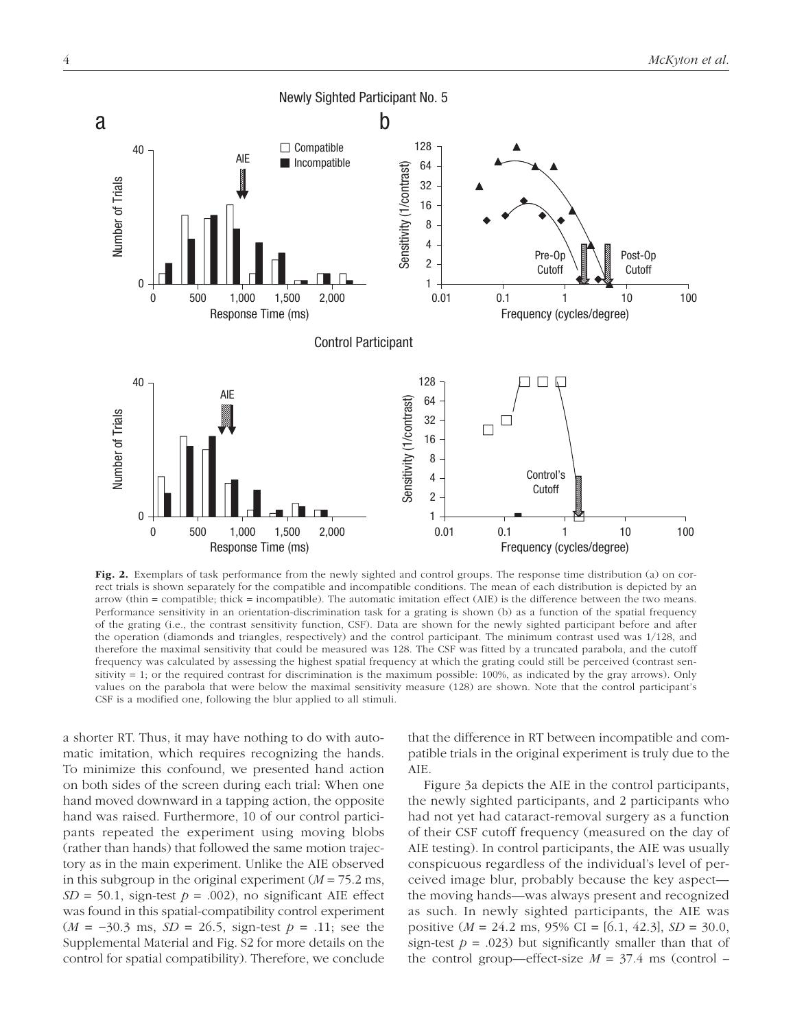**Fig. 2.** Exemplars of task performance from the newly sighted and control groups. The response time distribution (a) on correct trials is shown separately for the compatible and incompatible conditions. The mean of each distribution is depicted by an arrow (thin = compatible; thick = incompatible). The automatic imitation effect (AIE) is the difference between the two means. Performance sensitivity in an orientation-discrimination task for a grating is shown (b) as a function of the spatial frequency of the grating (i.e., the contrast sensitivity function, CSF). Data are shown for the newly sighted participant before and after the operation (diamonds and triangles, respectively) and the control participant. The minimum contrast used was 1/128, and therefore the maximal sensitivity that could be measured was 128. The CSF was fitted by a truncated parabola, and the cutoff frequency was calculated by assessing the highest spatial frequency at which the grating could still be perceived (contrast sensitivity = 1; or the required contrast for discrimination is the maximum possible: 100%, as indicated by the gray arrows). Only values on the parabola that were below the maximal sensitivity measure (128) are shown. Note that the control participant's CSF is a modified one, following the blur applied to all stimuli.

a shorter RT. Thus, it may have nothing to do with automatic imitation, which requires recognizing the hands. To minimize this confound, we presented hand action on both sides of the screen during each trial: When one hand moved downward in a tapping action, the opposite hand was raised. Furthermore, 10 of our control participants repeated the experiment using moving blobs (rather than hands) that followed the same motion trajectory as in the main experiment. Unlike the AIE observed in this subgroup in the original experiment ($M$ = 75.2 ms, $SD$ = 50.1, sign-test $p$ = .002), no significant AIE effect was found in this spatial-compatibility control experiment ($M$ = −30.3 ms, $SD$ = 26.5, sign-test $p$ = .11; see the Supplemental Material and Fig. S2 for more details on the control for spatial compatibility). Therefore, we conclude that the difference in RT between incompatible and compatible trials in the original experiment is truly due to the AIE.

Figure 3a depicts the AIE in the control participants, the newly sighted participants, and 2 participants who had not yet had cataract-removal surgery as a function of their CSF cutoff frequency (measured on the day of AIE testing). In control participants, the AIE was usually conspicuous regardless of the individual's level of perceived image blur, probably because the key aspect—the moving hands—was always present and recognized as such. In newly sighted participants, the AIE was positive ($M$ = 24.2 ms, 95% CI = [6.1, 42.3], $SD$ = 30.0, sign-test $p$ = .023) but significantly smaller than that of the control group—effect-size $M$ = 37.4 ms (control –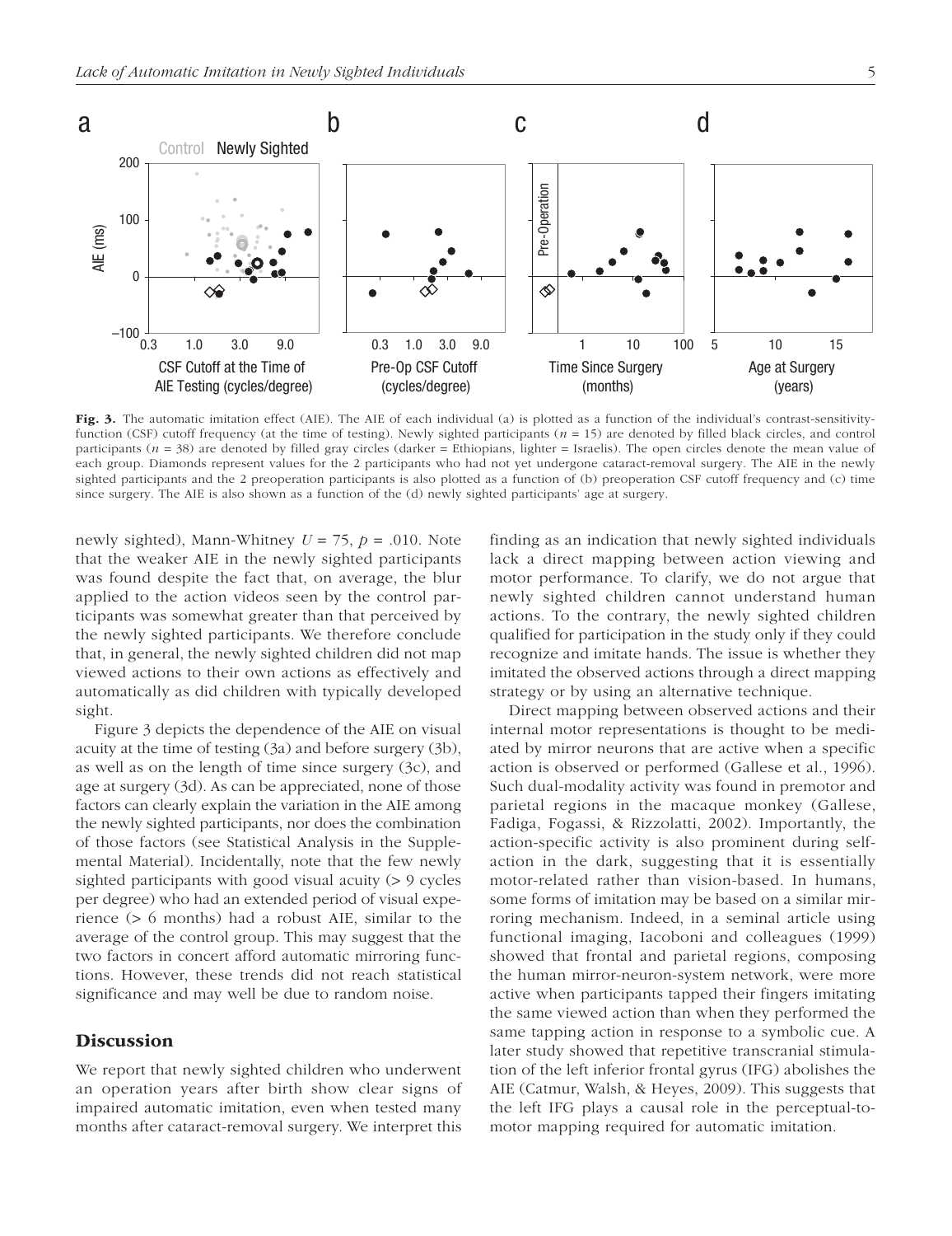**Fig. 3.** The automatic imitation effect (AIE). The AIE of each individual (a) is plotted as a function of the individual's contrast-sensitivity-function (CSF) cutoff frequency (at the time of testing). Newly sighted participants ($n$ = 15) are denoted by filled black circles, and control participants ($n$ = 38) are denoted by filled gray circles (darker = Ethiopians, lighter = Israelis). The open circles denote the mean value of each group. Diamonds represent values for the 2 participants who had not yet undergone cataract-removal surgery. The AIE in the newly sighted participants and the 2 preoperation participants is also plotted as a function of (b) preoperation CSF cutoff frequency and (c) time since surgery. The AIE is also shown as a function of the (d) newly sighted participants' age at surgery.

newly sighted), Mann-Whitney $U$ = 75, $p$ = .010. Note that the weaker AIE in the newly sighted participants was found despite the fact that, on average, the blur applied to the action videos seen by the control participants was somewhat greater than that perceived by the newly sighted participants. We therefore conclude that, in general, the newly sighted children did not map viewed actions to their own actions as effectively and automatically as did children with typically developed sight.

Figure 3 depicts the dependence of the AIE on visual acuity at the time of testing (3a) and before surgery (3b), as well as on the length of time since surgery (3c), and age at surgery (3d). As can be appreciated, none of those factors can clearly explain the variation in the AIE among the newly sighted participants, nor does the combination of those factors (see Statistical Analysis in the Supplemental Material). Incidentally, note that the few newly sighted participants with good visual acuity (> 9 cycles per degree) who had an extended period of visual experience (> 6 months) had a robust AIE, similar to the average of the control group. This may suggest that the two factors in concert afford automatic mirroring functions. However, these trends did not reach statistical significance and may well be due to random noise.

## Discussion

We report that newly sighted children who underwent an operation years after birth show clear signs of impaired automatic imitation, even when tested many months after cataract-removal surgery. We interpret this finding as an indication that newly sighted individuals lack a direct mapping between action viewing and motor performance. To clarify, we do not argue that newly sighted children cannot understand human actions. To the contrary, the newly sighted children qualified for participation in the study only if they could recognize and imitate hands. The issue is whether they imitated the observed actions through a direct mapping strategy or by using an alternative technique.

Direct mapping between observed actions and their internal motor representations is thought to be mediated by mirror neurons that are active when a specific action is observed or performed (Gallese et al., 1996). Such dual-modality activity was found in premotor and parietal regions in the macaque monkey (Gallese, Fadiga, Fogassi, & Rizzolatti, 2002). Importantly, the action-specific activity is also prominent during self-action in the dark, suggesting that it is essentially motor-related rather than vision-based. In humans, some forms of imitation may be based on a similar mirroring mechanism. Indeed, in a seminal article using functional imaging, Iacoboni and colleagues (1999) showed that frontal and parietal regions, composing the human mirror-neuron-system network, were more active when participants tapped their fingers imitating the same viewed action than when they performed the same tapping action in response to a symbolic cue. A later study showed that repetitive transcranial stimulation of the left inferior frontal gyrus (IFG) abolishes the AIE (Catmur, Walsh, & Heyes, 2009). This suggests that the left IFG plays a causal role in the perceptual-to-motor mapping required for automatic imitation.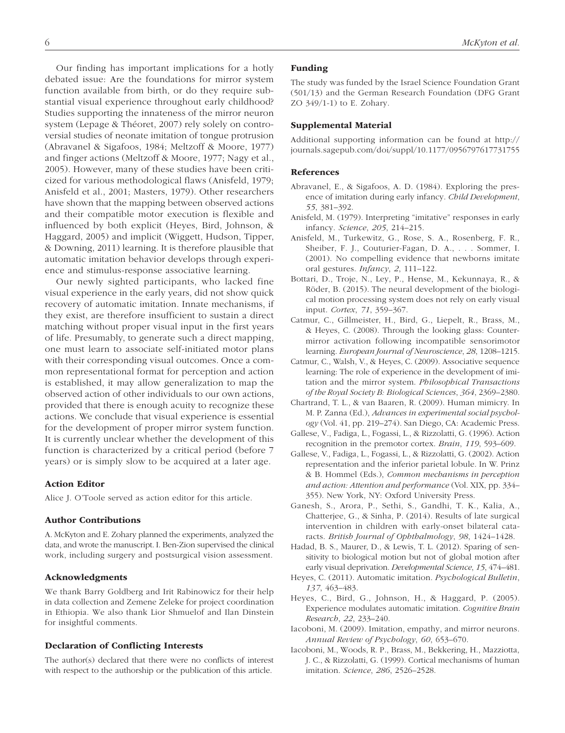Our finding has important implications for a hotly debated issue: Are the foundations for mirror system function available from birth, or do they require substantial visual experience throughout early childhood? Studies supporting the innateness of the mirror neuron system (Lepage & Théoret, 2007) rely solely on controversial studies of neonate imitation of tongue protrusion (Abravanel & Sigafoos, 1984; Meltzoff & Moore, 1977) and finger actions (Meltzoff & Moore, 1977; Nagy et al., 2005). However, many of these studies have been criticized for various methodological flaws (Anisfeld, 1979; Anisfeld et al., 2001; Masters, 1979). Other researchers have shown that the mapping between observed actions and their compatible motor execution is flexible and influenced by both explicit (Heyes, Bird, Johnson, & Haggard, 2005) and implicit (Wiggett, Hudson, Tipper, & Downing, 2011) learning. It is therefore plausible that automatic imitation behavior develops through experience and stimulus-response associative learning.

Our newly sighted participants, who lacked fine visual experience in the early years, did not show quick recovery of automatic imitation. Innate mechanisms, if they exist, are therefore insufficient to sustain a direct matching without proper visual input in the first years of life. Presumably, to generate such a direct mapping, one must learn to associate self-initiated motor plans with their corresponding visual outcomes. Once a common representational format for perception and action is established, it may allow generalization to map the observed action of other individuals to our own actions, provided that there is enough acuity to recognize these actions. We conclude that visual experience is essential for the development of proper mirror system function. It is currently unclear whether the development of this function is characterized by a critical period (before 7 years) or is simply slow to be acquired at a later age.

### Action Editor

Alice J. O'Toole served as action editor for this article.

### Author Contributions

A. McKyton and E. Zohary planned the experiments, analyzed the data, and wrote the manuscript. I. Ben-Zion supervised the clinical work, including surgery and postsurgical vision assessment.

### Acknowledgments

We thank Barry Goldberg and Irit Rabinowicz for their help in data collection and Zemene Zeleke for project coordination in Ethiopia. We also thank Lior Shmuelof and Ilan Dinstein for insightful comments.

### Declaration of Conflicting Interests

The author(s) declared that there were no conflicts of interest with respect to the authorship or the publication of this article.

### Funding

The study was funded by the Israel Science Foundation Grant (501/13) and the German Research Foundation (DFG Grant ZO 349/1-1) to E. Zohary.

### Supplemental Material

Additional supporting information can be found at http://journals.sagepub.com/doi/suppl/10.1177/0956797617731755

### References

Abravanel, E., & Sigafoos, A. D. (1984). Exploring the presence of imitation during early infancy. *Child Development*, *55*, 381–392.

Anisfeld, M. (1979). Interpreting "imitative" responses in early infancy. *Science*, *205*, 214–215.

Anisfeld, M., Turkewitz, G., Rose, S. A., Rosenberg, F. R., Sheiber, F. J., Couturier-Fagan, D. A., . . . Sommer, I. (2001). No compelling evidence that newborns imitate oral gestures. *Infancy*, *2*, 111–122.

Bottari, D., Troje, N., Ley, P., Hense, M., Kekunnaya, R., & Röder, B. (2015). The neural development of the biological motion processing system does not rely on early visual input. *Cortex*, *71*, 359–367.

Catmur, C., Gillmeister, H., Bird, G., Liepelt, R., Brass, M., & Heyes, C. (2008). Through the looking glass: Counter-mirror activation following incompatible sensorimotor learning. *European Journal of Neuroscience*, *28*, 1208–1215.

Catmur, C., Walsh, V., & Heyes, C. (2009). Associative sequence learning: The role of experience in the development of imitation and the mirror system. *Philosophical Transactions of the Royal Society B: Biological Sciences*, *364*, 2369–2380.

Chartrand, T. L., & van Baaren, R. (2009). Human mimicry. In M. P. Zanna (Ed.), *Advances in experimental social psychology* (Vol. 41, pp. 219–274). San Diego, CA: Academic Press.

Gallese, V., Fadiga, L., Fogassi, L., & Rizzolatti, G. (1996). Action recognition in the premotor cortex. *Brain*, *119*, 593–609.

Gallese, V., Fadiga, L., Fogassi, L., & Rizzolatti, G. (2002). Action representation and the inferior parietal lobule. In W. Prinz & B. Hommel (Eds.), *Common mechanisms in perception and action: Attention and performance* (Vol. XIX, pp. 334–355). New York, NY: Oxford University Press.

Ganesh, S., Arora, P., Sethi, S., Gandhi, T. K., Kalia, A., Chatterjee, G., & Sinha, P. (2014). Results of late surgical intervention in children with early-onset bilateral cataracts. *British Journal of Ophthalmology*, *98*, 1424–1428.

Hadad, B. S., Maurer, D., & Lewis, T. L. (2012). Sparing of sensitivity to biological motion but not of global motion after early visual deprivation. *Developmental Science*, *15*, 474–481.

Heyes, C. (2011). Automatic imitation. *Psychological Bulletin*, *137*, 463–483.

Heyes, C., Bird, G., Johnson, H., & Haggard, P. (2005). Experience modulates automatic imitation. *Cognitive Brain Research*, *22*, 233–240.

Iacoboni, M. (2009). Imitation, empathy, and mirror neurons. *Annual Review of Psychology*, *60*, 653–670.

Iacoboni, M., Woods, R. P., Brass, M., Bekkering, H., Mazziotta, J. C., & Rizzolatti, G. (1999). Cortical mechanisms of human imitation. *Science*, *286*, 2526–2528.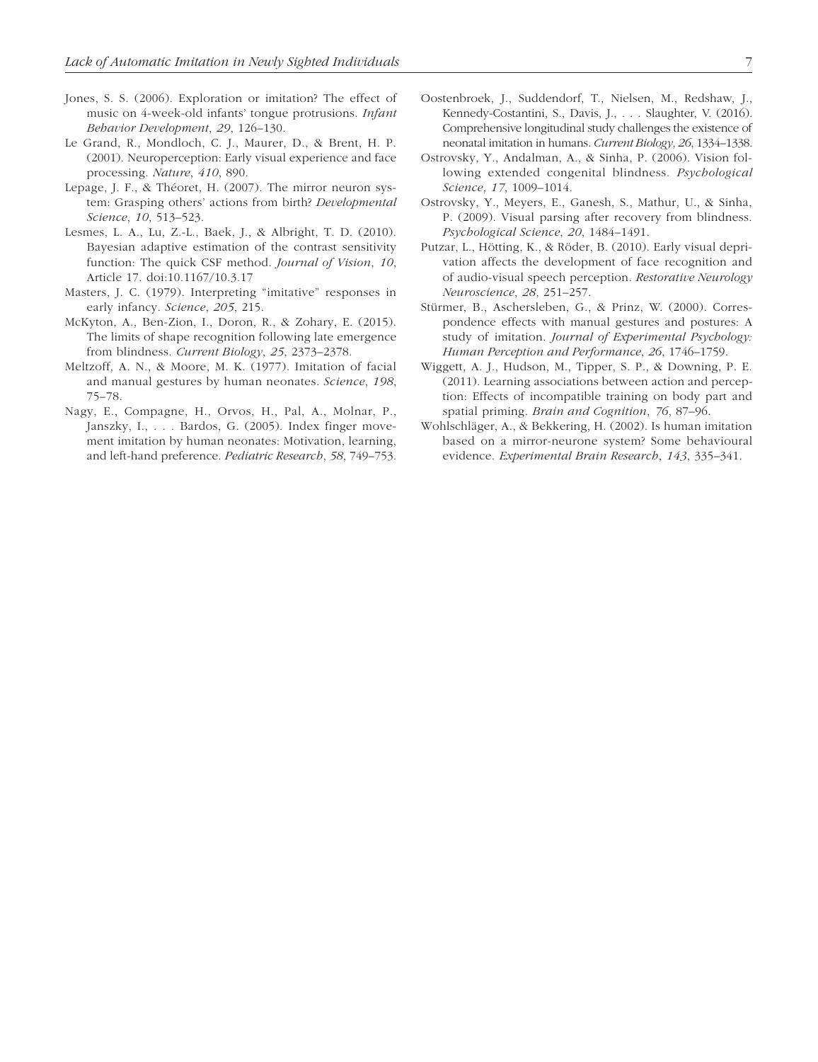Jones, S. S. (2006). Exploration or imitation? The effect of music on 4-week-old infants' tongue protrusions. *Infant Behavior Development*, *29*, 126–130.

Le Grand, R., Mondloch, C. J., Maurer, D., & Brent, H. P. (2001). Neuroperception: Early visual experience and face processing. *Nature*, *410*, 890.

Lepage, J. F., & Théoret, H. (2007). The mirror neuron system: Grasping others' actions from birth? *Developmental Science*, *10*, 513–523.

Lesmes, L. A., Lu, Z.-L., Baek, J., & Albright, T. D. (2010). Bayesian adaptive estimation of the contrast sensitivity function: The quick CSF method. *Journal of Vision*, *10*, Article 17. doi:10.1167/10.3.17

Masters, J. C. (1979). Interpreting "imitative" responses in early infancy. *Science*, *205*, 215.

McKyton, A., Ben-Zion, I., Doron, R., & Zohary, E. (2015). The limits of shape recognition following late emergence from blindness. *Current Biology*, *25*, 2373–2378.

Meltzoff, A. N., & Moore, M. K. (1977). Imitation of facial and manual gestures by human neonates. *Science*, *198*, 75–78.

Nagy, E., Compagne, H., Orvos, H., Pal, A., Molnar, P., Janszky, I., . . . Bardos, G. (2005). Index finger movement imitation by human neonates: Motivation, learning, and left-hand preference. *Pediatric Research*, *58*, 749–753.

Oostenbroek, J., Suddendorf, T., Nielsen, M., Redshaw, J., Kennedy-Costantini, S., Davis, J., . . . Slaughter, V. (2016). Comprehensive longitudinal study challenges the existence of neonatal imitation in humans. *Current Biology*, *26*, 1334–1338.

Ostrovsky, Y., Andalman, A., & Sinha, P. (2006). Vision following extended congenital blindness. *Psychological Science*, *17*, 1009–1014.

Ostrovsky, Y., Meyers, E., Ganesh, S., Mathur, U., & Sinha, P. (2009). Visual parsing after recovery from blindness. *Psychological Science*, *20*, 1484–1491.

Putzar, L., Hötting, K., & Röder, B. (2010). Early visual deprivation affects the development of face recognition and of audio-visual speech perception. *Restorative Neurology Neuroscience*, *28*, 251–257.

Stürmer, B., Aschersleben, G., & Prinz, W. (2000). Correspondence effects with manual gestures and postures: A study of imitation. *Journal of Experimental Psychology: Human Perception and Performance*, *26*, 1746–1759.

Wiggett, A. J., Hudson, M., Tipper, S. P., & Downing, P. E. (2011). Learning associations between action and perception: Effects of incompatible training on body part and spatial priming. *Brain and Cognition*, *76*, 87–96.

Wohlschläger, A., & Bekkering, H. (2002). Is human imitation based on a mirror-neurone system? Some behavioural evidence. *Experimental Brain Research*, *143*, 335–341.